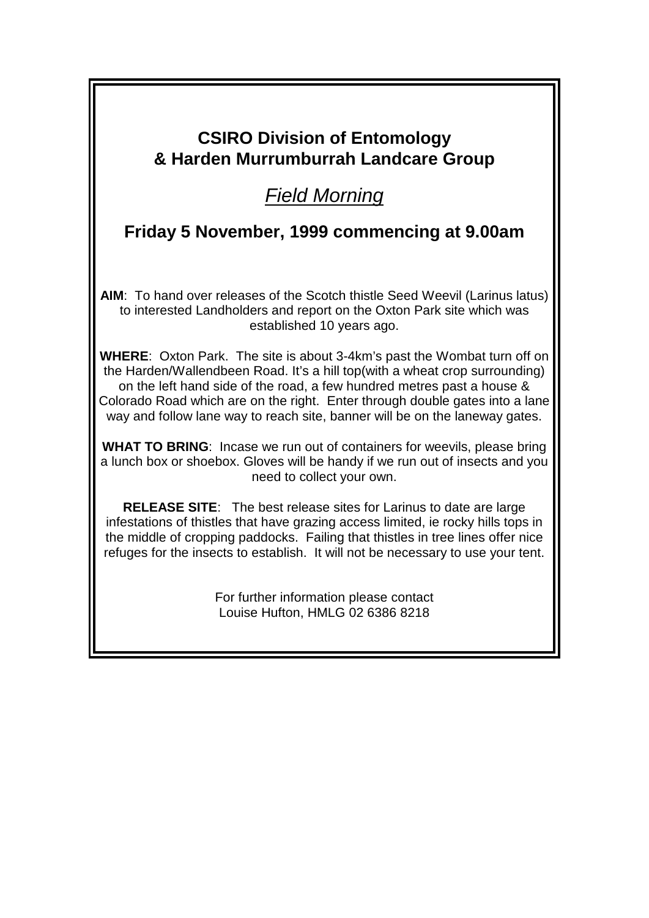## CSIRO Division of Entomology
## & Harden Murrumburrah Landcare Group

# *Field Morning*

### Friday 5 November, 1999 commencing at 9.00am

**AIM**: To hand over releases of the Scotch thistle Seed Weevil (Larinus latus) to interested Landholders and report on the Oxton Park site which was established 10 years ago.

**WHERE**: Oxton Park. The site is about 3-4km's past the Wombat turn off on the Harden/Wallendbeen Road. It's a hill top(with a wheat crop surrounding) on the left hand side of the road, a few hundred metres past a house & Colorado Road which are on the right. Enter through double gates into a lane way and follow lane way to reach site, banner will be on the laneway gates.

**WHAT TO BRING**: Incase we run out of containers for weevils, please bring a lunch box or shoebox. Gloves will be handy if we run out of insects and you need to collect your own.

**RELEASE SITE**: The best release sites for Larinus to date are large infestations of thistles that have grazing access limited, ie rocky hills tops in the middle of cropping paddocks. Failing that thistles in tree lines offer nice refuges for the insects to establish. It will not be necessary to use your tent.

For further information please contact
Louise Hufton, HMLG 02 6386 8218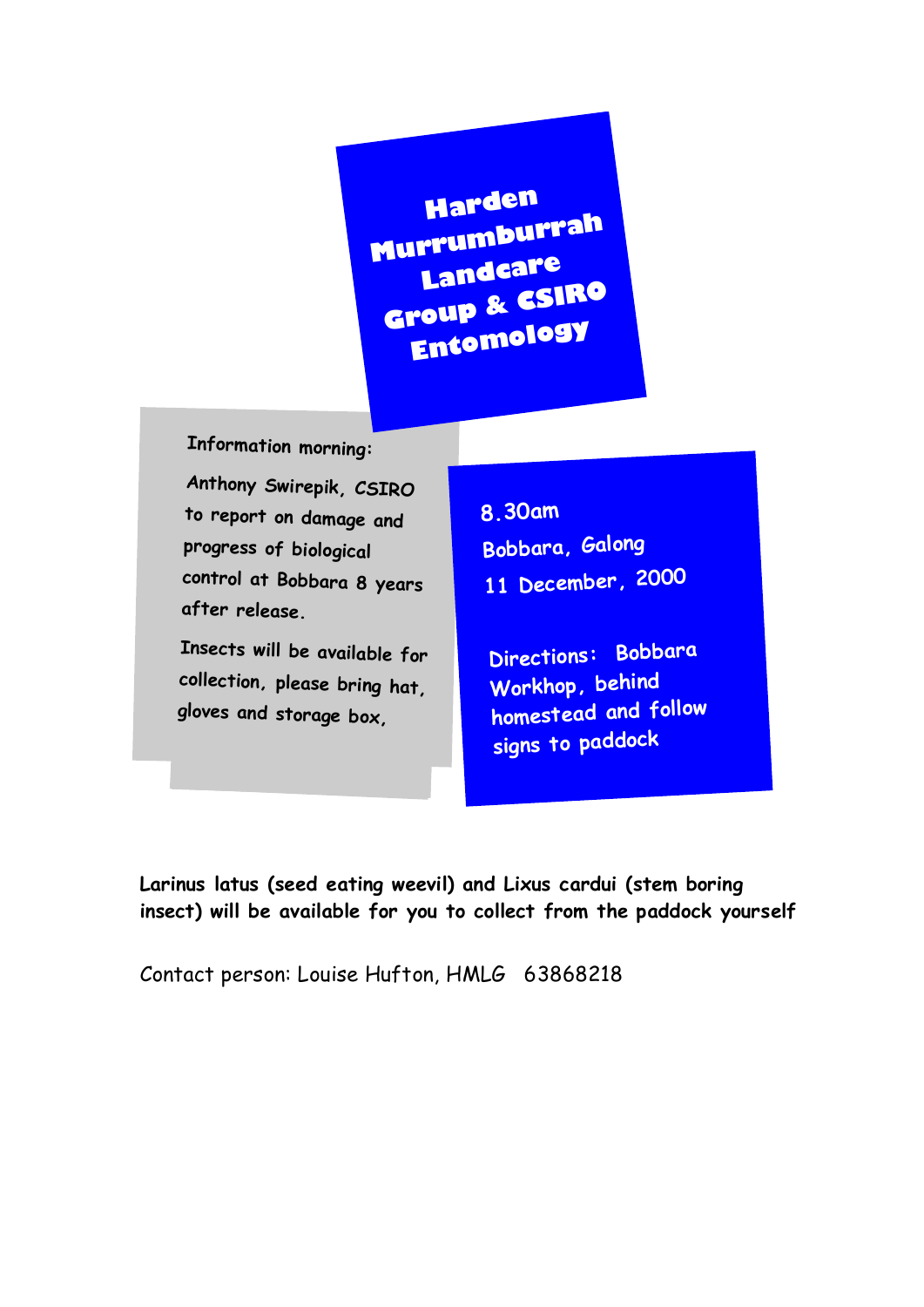# Harden Murrumburrah Landcare Group & CSIRO Entomology

Information morning:

Anthony Swirepik, CSIRO to report on damage and progress of biological control at Bobbara 8 years after release.

Insects will be available for collection, please bring hat, gloves and storage box,

8.30am
Bobbara, Galong
11 December, 2000

Directions: Bobbara Workhop, behind homestead and follow signs to paddock

**Larinus latus (seed eating weevil) and Lixus cardui (stem boring insect) will be available for you to collect from the paddock yourself**

Contact person: Louise Hufton, HMLG 63868218